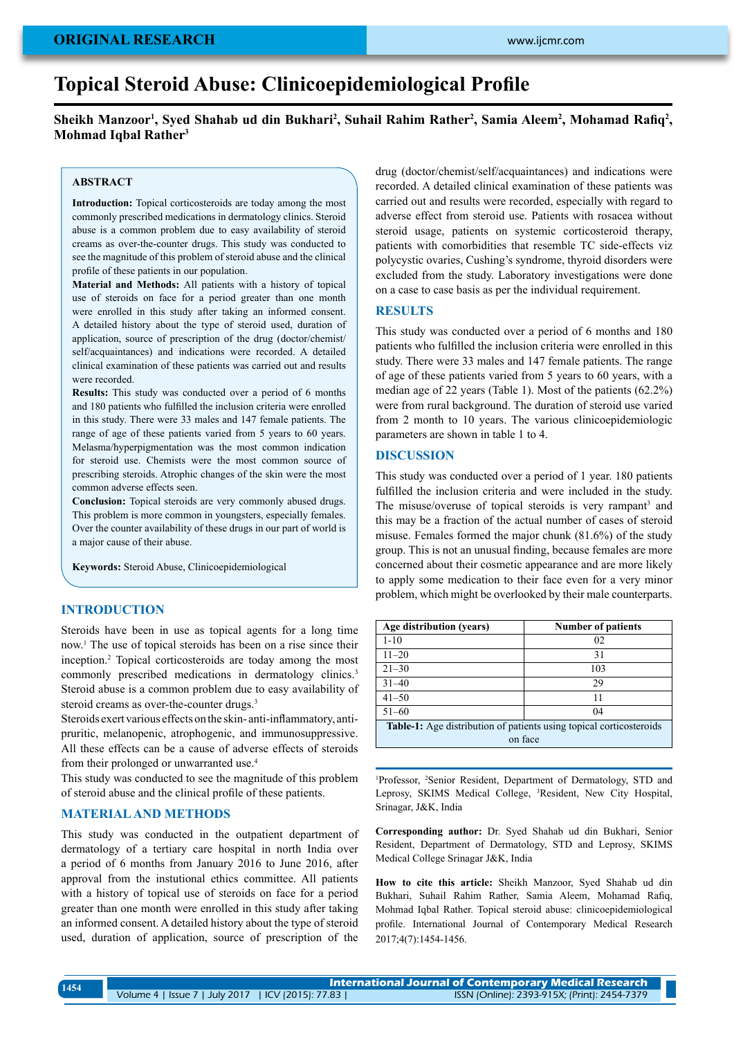ORIGINAL RESEARCH

# Topical Steroid Abuse: Clinicoepidemiological Profile

**Sheikh Manzoor[1], Syed Shahab ud din Bukhari[2], Suhail Rahim Rather[2], Samia Aleem[2], Mohamad Rafiq[2], Mohmad Iqbal Rather[3]**

## ABSTRACT

**Introduction:** Topical corticosteroids are today among the most commonly prescribed medications in dermatology clinics. Steroid abuse is a common problem due to easy availability of steroid creams as over-the-counter drugs. This study was conducted to see the magnitude of this problem of steroid abuse and the clinical profile of these patients in our population.

**Material and Methods:** All patients with a history of topical use of steroids on face for a period greater than one month were enrolled in this study after taking an informed consent. A detailed history about the type of steroid used, duration of application, source of prescription of the drug (doctor/chemist/self/acquaintances) and indications were recorded. A detailed clinical examination of these patients was carried out and results were recorded.

**Results:** This study was conducted over a period of 6 months and 180 patients who fulfilled the inclusion criteria were enrolled in this study. There were 33 males and 147 female patients. The range of age of these patients varied from 5 years to 60 years. Melasma/hyperpigmentation was the most common indication for steroid use. Chemists were the most common source of prescribing steroids. Atrophic changes of the skin were the most common adverse effects seen.

**Conclusion:** Topical steroids are very commonly abused drugs. This problem is more common in youngsters, especially females. Over the counter availability of these drugs in our part of world is a major cause of their abuse.

**Keywords:** Steroid Abuse, Clinicoepidemiological

## INTRODUCTION

Steroids have been in use as topical agents for a long time now.[1] The use of topical steroids has been on a rise since their inception.[2] Topical corticosteroids are today among the most commonly prescribed medications in dermatology clinics.[3] Steroid abuse is a common problem due to easy availability of steroid creams as over-the-counter drugs.[3]

Steroids exert various effects on the skin- anti-inflammatory, anti-pruritic, melanopenic, atrophogenic, and immunosuppressive. All these effects can be a cause of adverse effects of steroids from their prolonged or unwarranted use.[4]

This study was conducted to see the magnitude of this problem of steroid abuse and the clinical profile of these patients.

## MATERIAL AND METHODS

This study was conducted in the outpatient department of dermatology of a tertiary care hospital in north India over a period of 6 months from January 2016 to June 2016, after approval from the instutional ethics committee. All patients with a history of topical use of steroids on face for a period greater than one month were enrolled in this study after taking an informed consent. A detailed history about the type of steroid used, duration of application, source of prescription of the drug (doctor/chemist/self/acquaintances) and indications were recorded. A detailed clinical examination of these patients was carried out and results were recorded, especially with regard to adverse effect from steroid use. Patients with rosacea without steroid usage, patients on systemic corticosteroid therapy, patients with comorbidities that resemble TC side-effects viz polycystic ovaries, Cushing's syndrome, thyroid disorders were excluded from the study. Laboratory investigations were done on a case to case basis as per the individual requirement.

## RESULTS

This study was conducted over a period of 6 months and 180 patients who fulfilled the inclusion criteria were enrolled in this study. There were 33 males and 147 female patients. The range of age of these patients varied from 5 years to 60 years, with a median age of 22 years (Table 1). Most of the patients (62.2%) were from rural background. The duration of steroid use varied from 2 month to 10 years. The various clinicoepidemiologic parameters are shown in table 1 to 4.

## DISCUSSION

This study was conducted over a period of 1 year. 180 patients fulfilled the inclusion criteria and were included in the study. The misuse/overuse of topical steroids is very rampant[3] and this may be a fraction of the actual number of cases of steroid misuse. Females formed the major chunk (81.6%) of the study group. This is not an unusual finding, because females are more concerned about their cosmetic appearance and are more likely to apply some medication to their face even for a very minor problem, which might be overlooked by their male counterparts.

| Age distribution (years) | Number of patients |
|---|---|
| 1-10 | 02 |
| 11–20 | 31 |
| 21–30 | 103 |
| 31–40 | 29 |
| 41–50 | 11 |
| 51–60 | 04 |

**Table-1:** Age distribution of patients using topical corticosteroids on face

[1]Professor, [2]Senior Resident, Department of Dermatology, STD and Leprosy, SKIMS Medical College, [3]Resident, New City Hospital, Srinagar, J&K, India

**Corresponding author:** Dr. Syed Shahab ud din Bukhari, Senior Resident, Department of Dermatology, STD and Leprosy, SKIMS Medical College Srinagar J&K, India

**How to cite this article:** Sheikh Manzoor, Syed Shahab ud din Bukhari, Suhail Rahim Rather, Samia Aleem, Mohamad Rafiq, Mohmad Iqbal Rather. Topical steroid abuse: clinicoepidemiological profile. International Journal of Contemporary Medical Research 2017;4(7):1454-1456.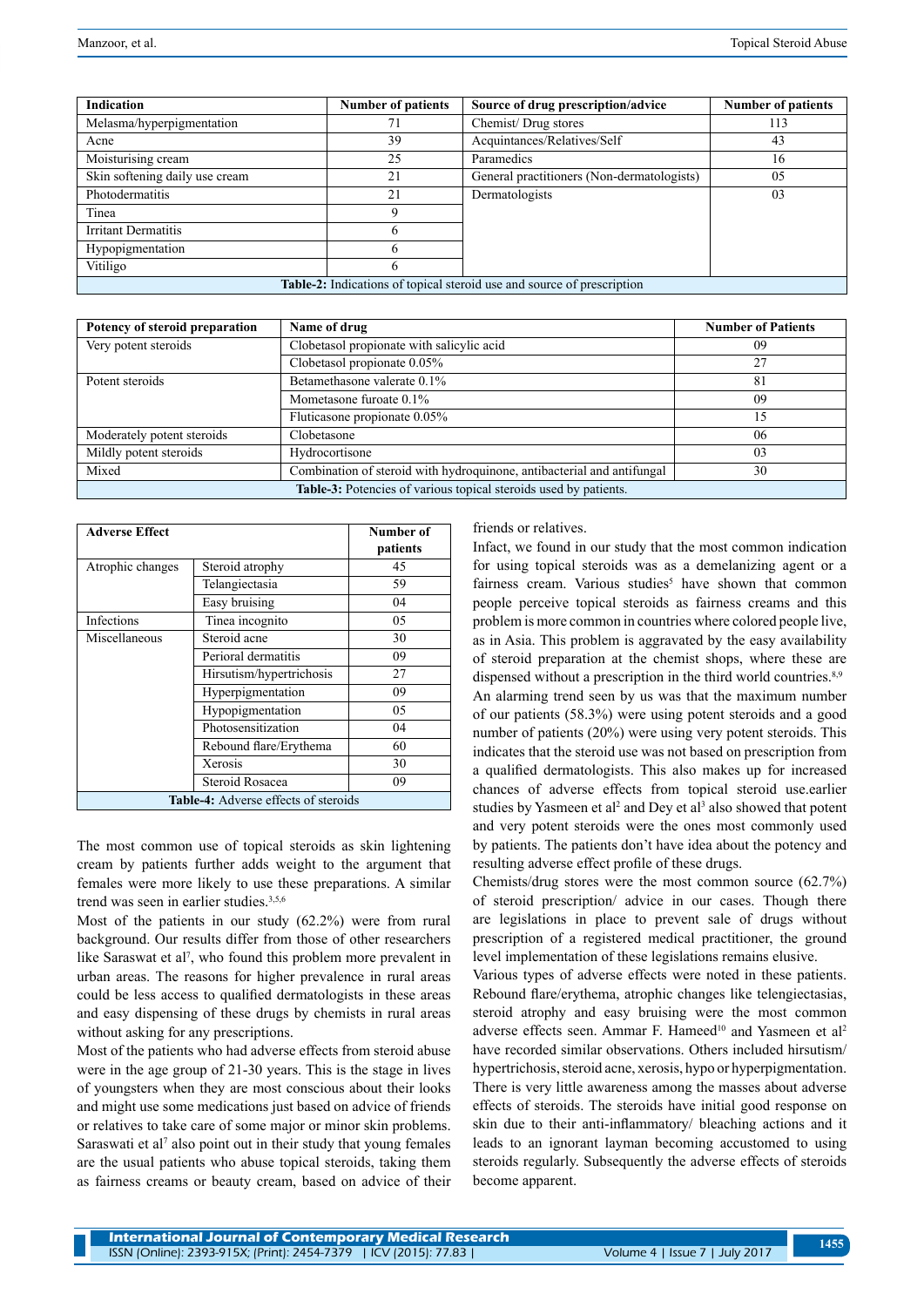| Indication | Number of patients | Source of drug prescription/advice | Number of patients |
|---|---|---|---|
| Melasma/hyperpigmentation | 71 | Chemist/ Drug stores | 113 |
| Acne | 39 | Acquintances/Relatives/Self | 43 |
| Moisturising cream | 25 | Paramedics | 16 |
| Skin softening daily use cream | 21 | General practitioners (Non-dermatologists) | 05 |
| Photodermatitis | 21 | Dermatologists | 03 |
| Tinea | 9 | | |
| Irritant Dermatitis | 6 | | |
| Hypopigmentation | 6 | | |
| Vitiligo | 6 | | |

**Table-2:** Indications of topical steroid use and source of prescription

| Potency of steroid preparation | Name of drug | Number of Patients |
|---|---|---|
| Very potent steroids | Clobetasol propionate with salicylic acid | 09 |
| | Clobetasol propionate 0.05% | 27 |
| Potent steroids | Betamethasone valerate 0.1% | 81 |
| | Mometasone furoate 0.1% | 09 |
| | Fluticasone propionate 0.05% | 15 |
| Moderately potent steroids | Clobetasone | 06 |
| Mildly potent steroids | Hydrocortisone | 03 |
| Mixed | Combination of steroid with hydroquinone, antibacterial and antifungal | 30 |

**Table-3:** Potencies of various topical steroids used by patients.

| Adverse Effect | | Number of patients |
|---|---|---|
| Atrophic changes | Steroid atrophy | 45 |
| | Telangiectasia | 59 |
| | Easy bruising | 04 |
| Infections | Tinea incognito | 05 |
| Miscellaneous | Steroid acne | 30 |
| | Perioral dermatitis | 09 |
| | Hirsutism/hypertrichosis | 27 |
| | Hyperpigmentation | 09 |
| | Hypopigmentation | 05 |
| | Photosensitization | 04 |
| | Rebound flare/Erythema | 60 |
| | Xerosis | 30 |
| | Steroid Rosacea | 09 |

**Table-4:** Adverse effects of steroids

The most common use of topical steroids as skin lightening cream by patients further adds weight to the argument that females were more likely to use these preparations. A similar trend was seen in earlier studies.[3,5,6]

Most of the patients in our study (62.2%) were from rural background. Our results differ from those of other researchers like Saraswat et al[7], who found this problem more prevalent in urban areas. The reasons for higher prevalence in rural areas could be less access to qualified dermatologists in these areas and easy dispensing of these drugs by chemists in rural areas without asking for any prescriptions.

Most of the patients who had adverse effects from steroid abuse were in the age group of 21-30 years. This is the stage in lives of youngsters when they are most conscious about their looks and might use some medications just based on advice of friends or relatives to take care of some major or minor skin problems. Saraswati et al[7] also point out in their study that young females are the usual patients who abuse topical steroids, taking them as fairness creams or beauty cream, based on advice of their friends or relatives.

Infact, we found in our study that the most common indication for using topical steroids was as a demelanizing agent or a fairness cream. Various studies[5] have shown that common people perceive topical steroids as fairness creams and this problem is more common in countries where colored people live, as in Asia. This problem is aggravated by the easy availability of steroid preparation at the chemist shops, where these are dispensed without a prescription in the third world countries.[8,9]

An alarming trend seen by us was that the maximum number of our patients (58.3%) were using potent steroids and a good number of patients (20%) were using very potent steroids. This indicates that the steroid use was not based on prescription from a qualified dermatologists. This also makes up for increased chances of adverse effects from topical steroid use.earlier studies by Yasmeen et al[2] and Dey et al[3] also showed that potent and very potent steroids were the ones most commonly used by patients. The patients don't have idea about the potency and resulting adverse effect profile of these drugs.

Chemists/drug stores were the most common source (62.7%) of steroid prescription/ advice in our cases. Though there are legislations in place to prevent sale of drugs without prescription of a registered medical practitioner, the ground level implementation of these legislations remains elusive.

Various types of adverse effects were noted in these patients. Rebound flare/erythema, atrophic changes like telengiectasias, steroid atrophy and easy bruising were the most common adverse effects seen. Ammar F. Hameed[10] and Yasmeen et al[2] have recorded similar observations. Others included hirsutism/hypertrichosis, steroid acne, xerosis, hypo or hyperpigmentation. There is very little awareness among the masses about adverse effects of steroids. The steroids have initial good response on skin due to their anti-inflammatory/ bleaching actions and it leads to an ignorant layman becoming accustomed to using steroids regularly. Subsequently the adverse effects of steroids become apparent.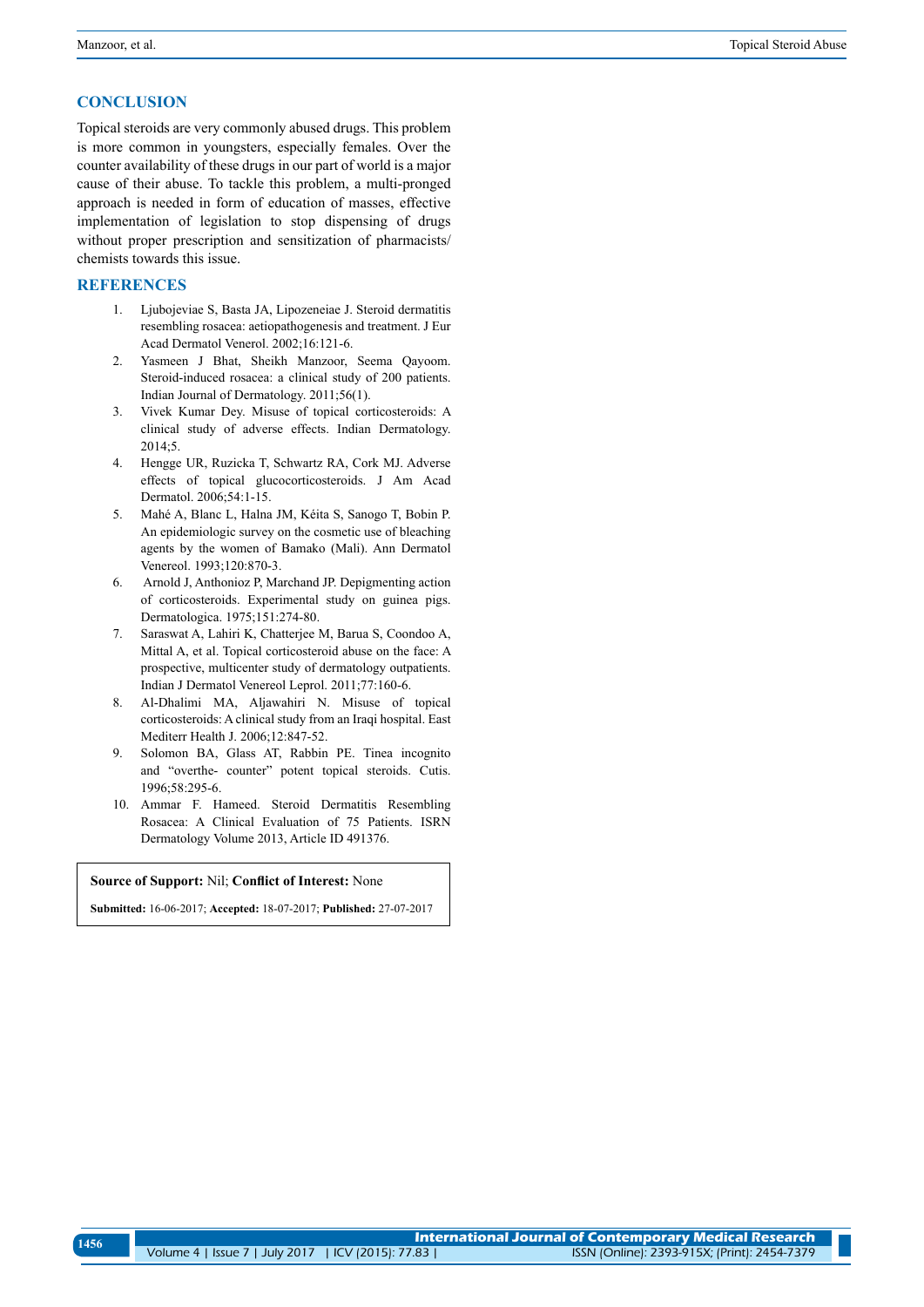## CONCLUSION

Topical steroids are very commonly abused drugs. This problem is more common in youngsters, especially females. Over the counter availability of these drugs in our part of world is a major cause of their abuse. To tackle this problem, a multi-pronged approach is needed in form of education of masses, effective implementation of legislation to stop dispensing of drugs without proper prescription and sensitization of pharmacists/ chemists towards this issue.

## REFERENCES

1. Ljubojeviae S, Basta JA, Lipozeneiae J. Steroid dermatitis resembling rosacea: aetiopathogenesis and treatment. J Eur Acad Dermatol Venerol. 2002;16:121-6.
2. Yasmeen J Bhat, Sheikh Manzoor, Seema Qayoom. Steroid-induced rosacea: a clinical study of 200 patients. Indian Journal of Dermatology. 2011;56(1).
3. Vivek Kumar Dey. Misuse of topical corticosteroids: A clinical study of adverse effects. Indian Dermatology. 2014;5.
4. Hengge UR, Ruzicka T, Schwartz RA, Cork MJ. Adverse effects of topical glucocorticosteroids. J Am Acad Dermatol. 2006;54:1-15.
5. Mahé A, Blanc L, Halna JM, Kéita S, Sanogo T, Bobin P. An epidemiologic survey on the cosmetic use of bleaching agents by the women of Bamako (Mali). Ann Dermatol Venereol. 1993;120:870-3.
6. Arnold J, Anthonioz P, Marchand JP. Depigmenting action of corticosteroids. Experimental study on guinea pigs. Dermatologica. 1975;151:274-80.
7. Saraswat A, Lahiri K, Chatterjee M, Barua S, Coondoo A, Mittal A, et al. Topical corticosteroid abuse on the face: A prospective, multicenter study of dermatology outpatients. Indian J Dermatol Venereol Leprol. 2011;77:160-6.
8. Al-Dhalimi MA, Aljawahiri N. Misuse of topical corticosteroids: A clinical study from an Iraqi hospital. East Mediterr Health J. 2006;12:847-52.
9. Solomon BA, Glass AT, Rabbin PE. Tinea incognito and "overthe- counter" potent topical steroids. Cutis. 1996;58:295-6.
10. Ammar F. Hameed. Steroid Dermatitis Resembling Rosacea: A Clinical Evaluation of 75 Patients. ISRN Dermatology Volume 2013, Article ID 491376.

**Source of Support:** Nil; **Conflict of Interest:** None

**Submitted:** 16-06-2017; **Accepted:** 18-07-2017; **Published:** 27-07-2017